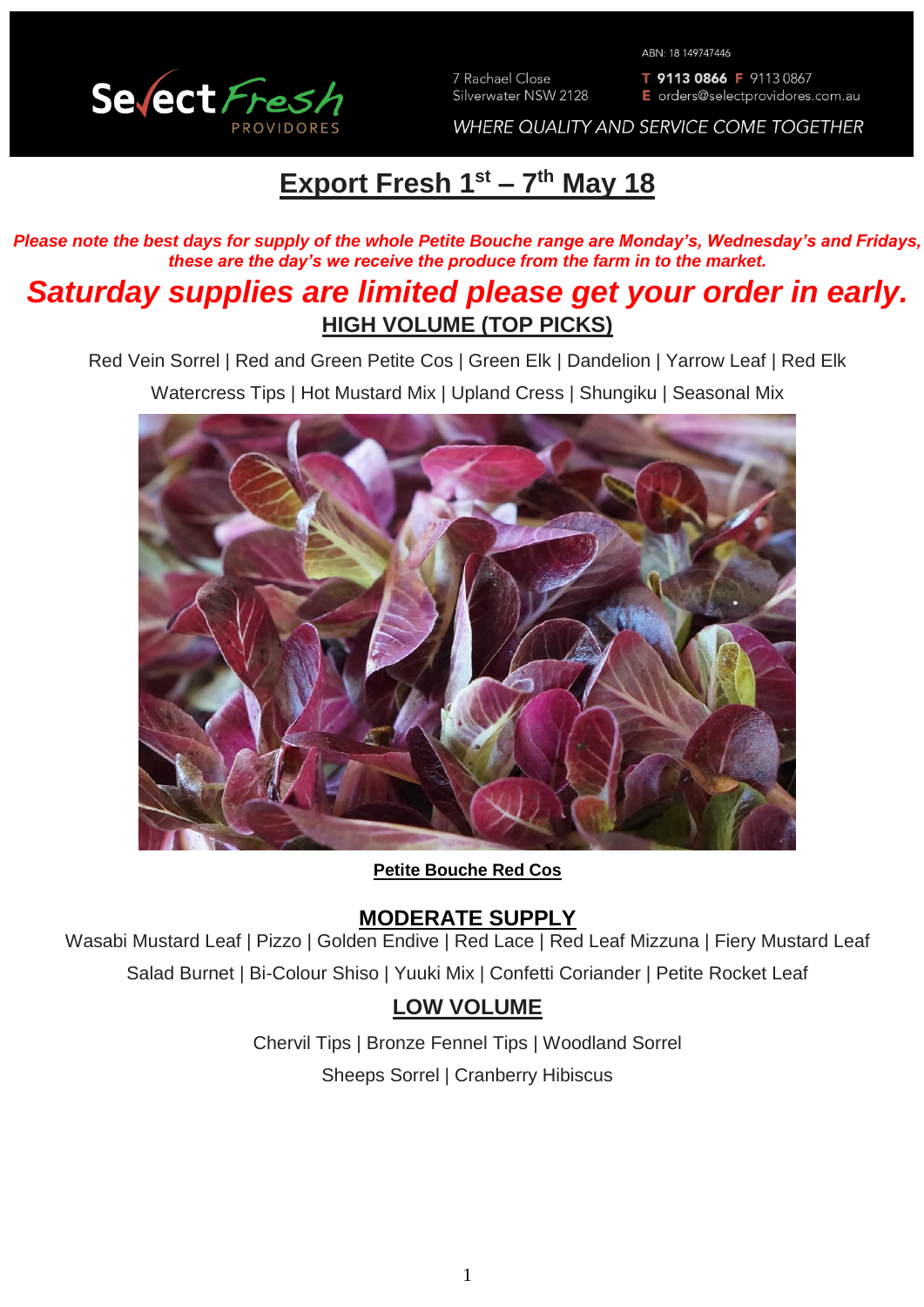Select Fresh PROVIDORES

ABN: 18 149747446

7 Rachael Close
Silverwater NSW 2128

T 9113 0866 F 9113 0867
E orders@selectprovidores.com.au

WHERE QUALITY AND SERVICE COME TOGETHER

# Export Fresh 1st – 7th May 18

***Please note the best days for supply of the whole Petite Bouche range are Monday's, Wednesday's and Fridays, these are the day's we receive the produce from the farm in to the market.***

## *Saturday supplies are limited please get your order in early.*

### HIGH VOLUME (TOP PICKS)

Red Vein Sorrel | Red and Green Petite Cos | Green Elk | Dandelion | Yarrow Leaf | Red Elk
Watercress Tips | Hot Mustard Mix | Upland Cress | Shungiku | Seasonal Mix

**Petite Bouche Red Cos**

### MODERATE SUPPLY

Wasabi Mustard Leaf | Pizzo | Golden Endive | Red Lace | Red Leaf Mizzuna | Fiery Mustard Leaf
Salad Burnet | Bi-Colour Shiso | Yuuki Mix | Confetti Coriander | Petite Rocket Leaf

### LOW VOLUME

Chervil Tips | Bronze Fennel Tips | Woodland Sorrel
Sheeps Sorrel | Cranberry Hibiscus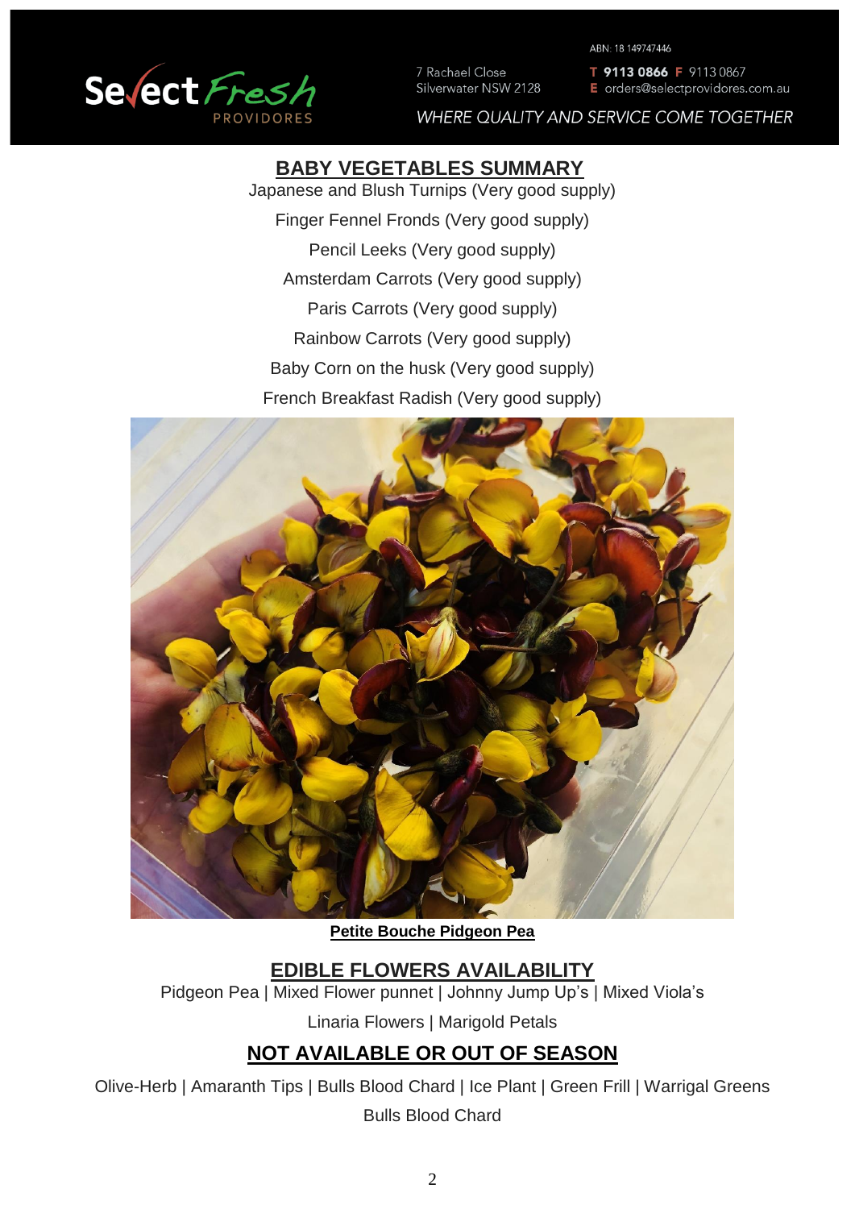## BABY VEGETABLES SUMMARY

Japanese and Blush Turnips (Very good supply)

Finger Fennel Fronds (Very good supply)

Pencil Leeks (Very good supply)

Amsterdam Carrots (Very good supply)

Paris Carrots (Very good supply)

Rainbow Carrots (Very good supply)

Baby Corn on the husk (Very good supply)

French Breakfast Radish (Very good supply)

**Petite Bouche Pidgeon Pea**

## EDIBLE FLOWERS AVAILABILITY

Pidgeon Pea | Mixed Flower punnet | Johnny Jump Up's | Mixed Viola's

Linaria Flowers | Marigold Petals

## NOT AVAILABLE OR OUT OF SEASON

Olive-Herb | Amaranth Tips | Bulls Blood Chard | Ice Plant | Green Frill | Warrigal Greens

Bulls Blood Chard